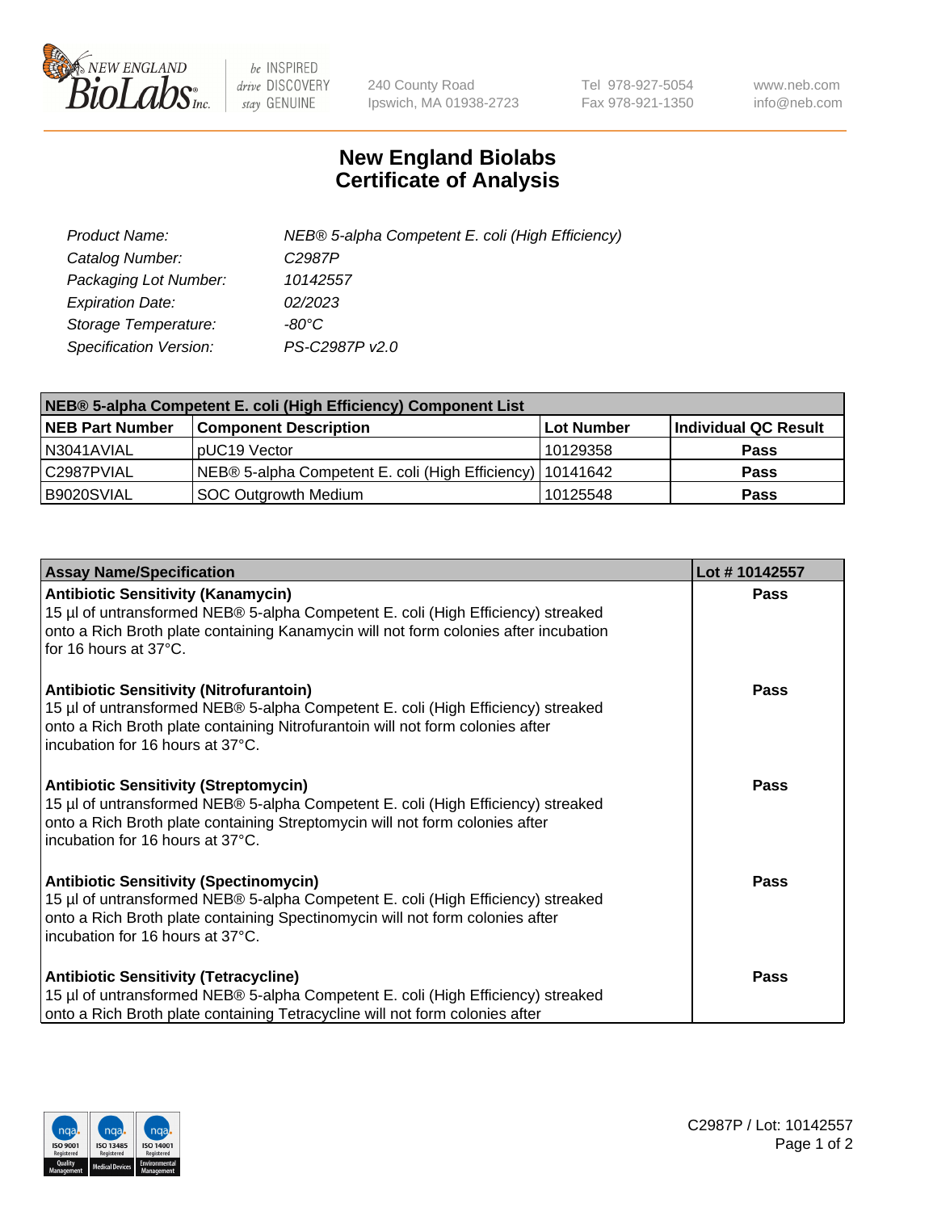# New England Biolabs
## Certificate of Analysis

| | |
|---|---|
| *Product Name:* | *NEB® 5-alpha Competent E. coli (High Efficiency)* |
| *Catalog Number:* | *C2987P* |
| *Packaging Lot Number:* | *10142557* |
| *Expiration Date:* | *02/2023* |
| *Storage Temperature:* | *-80°C* |
| *Specification Version:* | *PS-C2987P v2.0* |

| NEB® 5-alpha Competent E. coli (High Efficiency) Component List | | | |
|---|---|---|---|
| **NEB Part Number** | **Component Description** | **Lot Number** | **Individual QC Result** |
| N3041AVIAL | pUC19 Vector | 10129358 | **Pass** |
| C2987PVIAL | NEB® 5-alpha Competent E. coli (High Efficiency) | 10141642 | **Pass** |
| B9020SVIAL | SOC Outgrowth Medium | 10125548 | **Pass** |

| Assay Name/Specification | Lot # 10142557 |
|---|---|
| **Antibiotic Sensitivity (Kanamycin)**<br>15 µl of untransformed NEB® 5-alpha Competent E. coli (High Efficiency) streaked onto a Rich Broth plate containing Kanamycin will not form colonies after incubation for 16 hours at 37°C. | **Pass** |
| **Antibiotic Sensitivity (Nitrofurantoin)**<br>15 µl of untransformed NEB® 5-alpha Competent E. coli (High Efficiency) streaked onto a Rich Broth plate containing Nitrofurantoin will not form colonies after incubation for 16 hours at 37°C. | **Pass** |
| **Antibiotic Sensitivity (Streptomycin)**<br>15 µl of untransformed NEB® 5-alpha Competent E. coli (High Efficiency) streaked onto a Rich Broth plate containing Streptomycin will not form colonies after incubation for 16 hours at 37°C. | **Pass** |
| **Antibiotic Sensitivity (Spectinomycin)**<br>15 µl of untransformed NEB® 5-alpha Competent E. coli (High Efficiency) streaked onto a Rich Broth plate containing Spectinomycin will not form colonies after incubation for 16 hours at 37°C. | **Pass** |
| **Antibiotic Sensitivity (Tetracycline)**<br>15 µl of untransformed NEB® 5-alpha Competent E. coli (High Efficiency) streaked onto a Rich Broth plate containing Tetracycline will not form colonies after | **Pass** |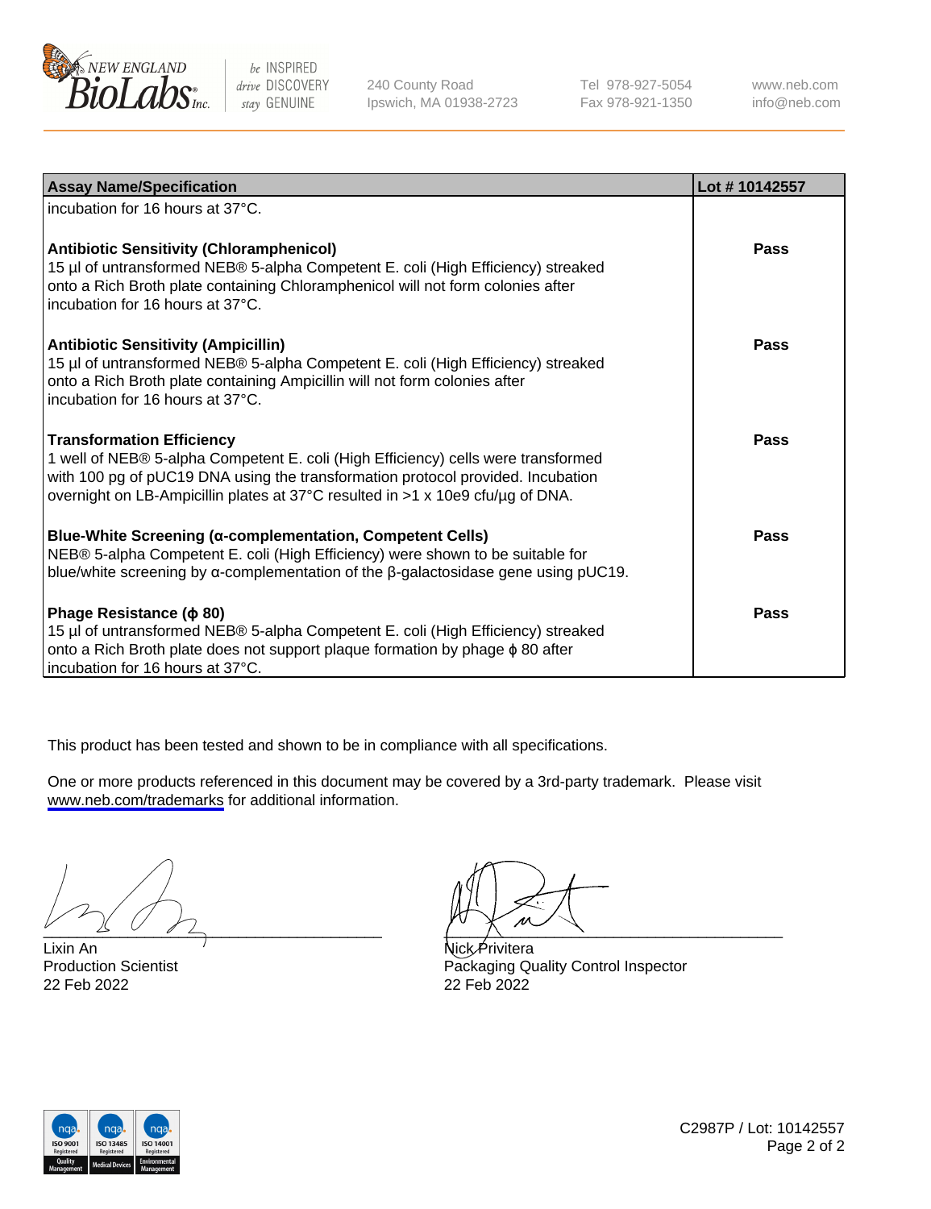| Assay Name/Specification | Lot # 10142557 |
| --- | --- |
| incubation for 16 hours at 37°C. | |
| **Antibiotic Sensitivity (Chloramphenicol)**<br>15 µl of untransformed NEB® 5-alpha Competent E. coli (High Efficiency) streaked onto a Rich Broth plate containing Chloramphenicol will not form colonies after incubation for 16 hours at 37°C. | Pass |
| **Antibiotic Sensitivity (Ampicillin)**<br>15 µl of untransformed NEB® 5-alpha Competent E. coli (High Efficiency) streaked onto a Rich Broth plate containing Ampicillin will not form colonies after incubation for 16 hours at 37°C. | Pass |
| **Transformation Efficiency**<br>1 well of NEB® 5-alpha Competent E. coli (High Efficiency) cells were transformed with 100 pg of pUC19 DNA using the transformation protocol provided. Incubation overnight on LB-Ampicillin plates at 37°C resulted in >1 x 10e9 cfu/µg of DNA. | Pass |
| **Blue-White Screening (α-complementation, Competent Cells)**<br>NEB® 5-alpha Competent E. coli (High Efficiency) were shown to be suitable for blue/white screening by α-complementation of the β-galactosidase gene using pUC19. | Pass |
| **Phage Resistance (ϕ 80)**<br>15 µl of untransformed NEB® 5-alpha Competent E. coli (High Efficiency) streaked onto a Rich Broth plate does not support plaque formation by phage ϕ 80 after incubation for 16 hours at 37°C. | Pass |

This product has been tested and shown to be in compliance with all specifications.

One or more products referenced in this document may be covered by a 3rd-party trademark. Please visit www.neb.com/trademarks for additional information.

Lixin An
Production Scientist
22 Feb 2022

Nick Privitera
Packaging Quality Control Inspector
22 Feb 2022

C2987P / Lot: 10142557